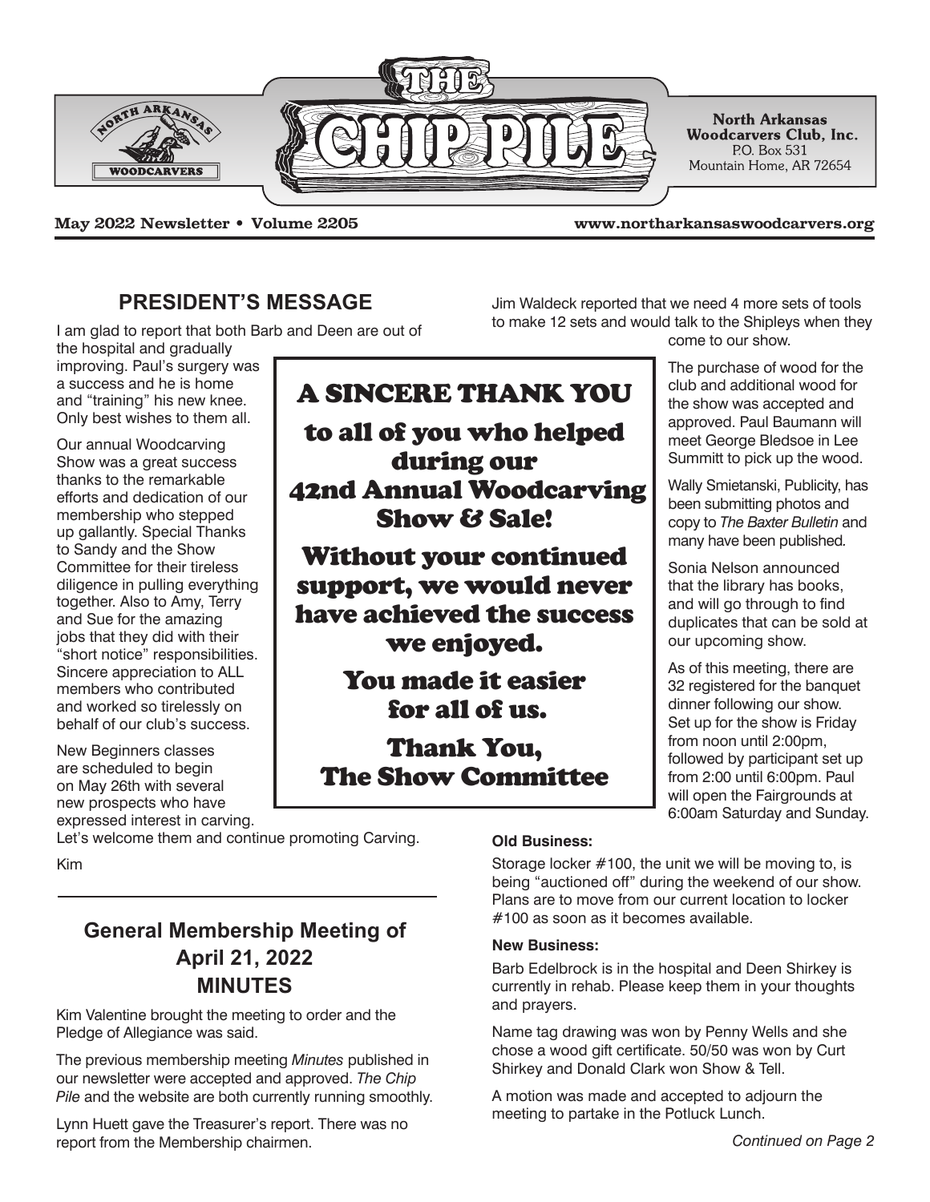# THE CHIP PILE

**North Arkansas Woodcarvers Club, Inc.**
P.O. Box 531
Mountain Home, AR 72654

**May 2022 Newsletter • Volume 2205**

**www.northarkansaswoodcarvers.org**

## PRESIDENT'S MESSAGE

I am glad to report that both Barb and Deen are out of the hospital and gradually improving. Paul's surgery was a success and he is home and "training" his new knee. Only best wishes to them all.

Our annual Woodcarving Show was a great success thanks to the remarkable efforts and dedication of our membership who stepped up gallantly. Special Thanks to Sandy and the Show Committee for their tireless diligence in pulling everything together. Also to Amy, Terry and Sue for the amazing jobs that they did with their "short notice" responsibilities. Sincere appreciation to ALL members who contributed and worked so tirelessly on behalf of our club's success.

New Beginners classes are scheduled to begin on May 26th with several new prospects who have expressed interest in carving. Let's welcome them and continue promoting Carving.

Kim

---

**A SINCERE THANK YOU**

**to all of you who helped during our 42nd Annual Woodcarving Show & Sale!**

**Without your continued support, we would never have achieved the success we enjoyed.**

**You made it easier for all of us.**

**Thank You,**
**The Show Committee**

---

## General Membership Meeting of April 21, 2022 MINUTES

Kim Valentine brought the meeting to order and the Pledge of Allegiance was said.

The previous membership meeting *Minutes* published in our newsletter were accepted and approved. *The Chip Pile* and the website are both currently running smoothly.

Lynn Huett gave the Treasurer's report. There was no report from the Membership chairmen.

Jim Waldeck reported that we need 4 more sets of tools to make 12 sets and would talk to the Shipleys when they come to our show.

The purchase of wood for the club and additional wood for the show was accepted and approved. Paul Baumann will meet George Bledsoe in Lee Summitt to pick up the wood.

Wally Smietanski, Publicity, has been submitting photos and copy to *The Baxter Bulletin* and many have been published.

Sonia Nelson announced that the library has books, and will go through to find duplicates that can be sold at our upcoming show.

As of this meeting, there are 32 registered for the banquet dinner following our show. Set up for the show is Friday from noon until 2:00pm, followed by participant set up from 2:00 until 6:00pm. Paul will open the Fairgrounds at 6:00am Saturday and Sunday.

**Old Business:**

Storage locker #100, the unit we will be moving to, is being "auctioned off" during the weekend of our show. Plans are to move from our current location to locker #100 as soon as it becomes available.

**New Business:**

Barb Edelbrock is in the hospital and Deen Shirkey is currently in rehab. Please keep them in your thoughts and prayers.

Name tag drawing was won by Penny Wells and she chose a wood gift certificate. 50/50 was won by Curt Shirkey and Donald Clark won Show & Tell.

A motion was made and accepted to adjourn the meeting to partake in the Potluck Lunch.

*Continued on Page 2*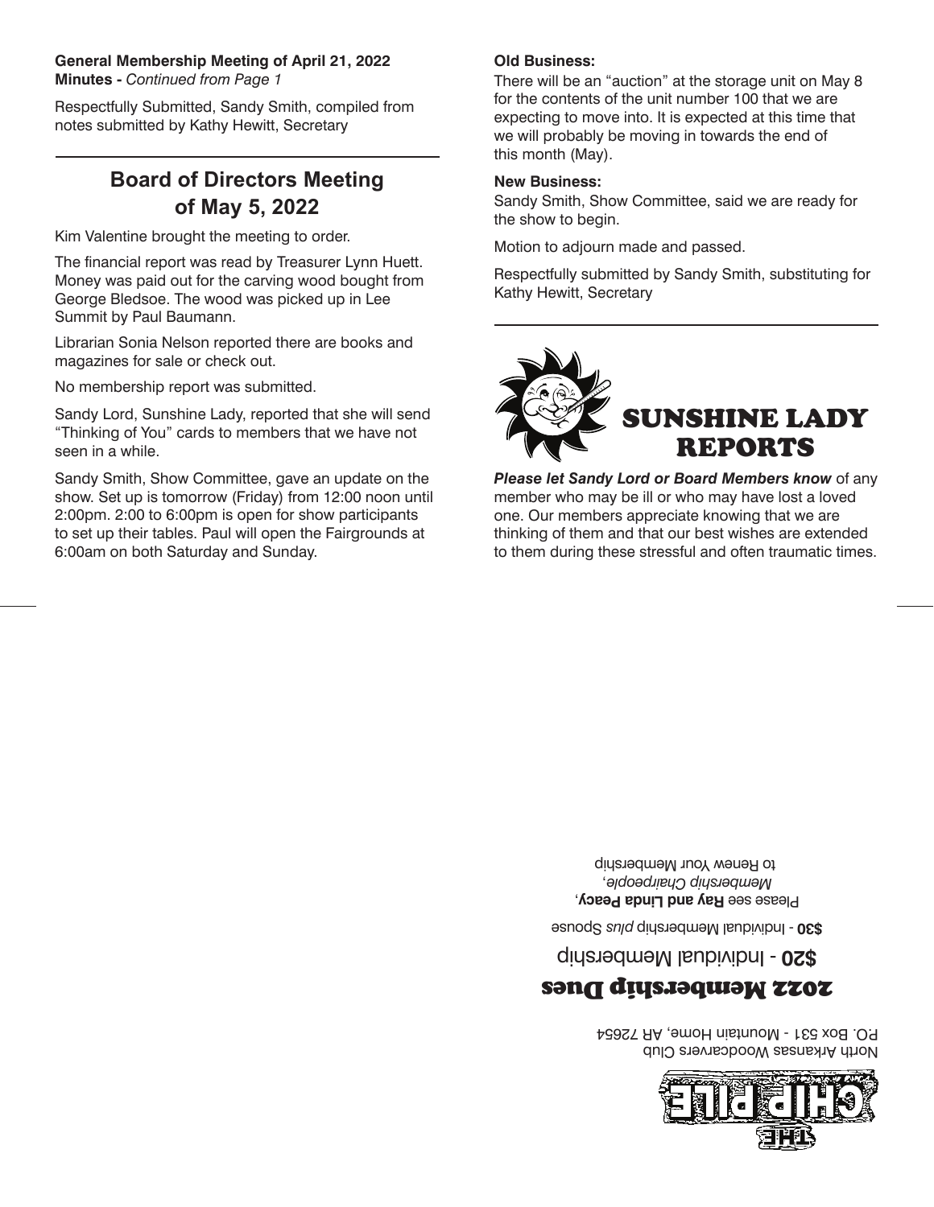**General Membership Meeting of April 21, 2022**
**Minutes -** *Continued from Page 1*

Respectfully Submitted, Sandy Smith, compiled from notes submitted by Kathy Hewitt, Secretary

## Board of Directors Meeting of May 5, 2022

Kim Valentine brought the meeting to order.

The financial report was read by Treasurer Lynn Huett. Money was paid out for the carving wood bought from George Bledsoe. The wood was picked up in Lee Summit by Paul Baumann.

Librarian Sonia Nelson reported there are books and magazines for sale or check out.

No membership report was submitted.

Sandy Lord, Sunshine Lady, reported that she will send "Thinking of You" cards to members that we have not seen in a while.

Sandy Smith, Show Committee, gave an update on the show. Set up is tomorrow (Friday) from 12:00 noon until 2:00pm. 2:00 to 6:00pm is open for show participants to set up their tables. Paul will open the Fairgrounds at 6:00am on both Saturday and Sunday.

**Old Business:**
There will be an "auction" at the storage unit on May 8 for the contents of the unit number 100 that we are expecting to move into. It is expected at this time that we will probably be moving in towards the end of this month (May).

**New Business:**
Sandy Smith, Show Committee, said we are ready for the show to begin.

Motion to adjourn made and passed.

Respectfully submitted by Sandy Smith, substituting for Kathy Hewitt, Secretary

## SUNSHINE LADY REPORTS

***Please let Sandy Lord or Board Members know*** of any member who may be ill or who may have lost a loved one. Our members appreciate knowing that we are thinking of them and that our best wishes are extended to them during these stressful and often traumatic times.

THE CHIP PILE

North Arkansas Woodcarvers Club
P.O. Box 531 - Mountain Home, AR 72654

## 2022 Membership Dues

**$20** - Individual Membership

**$30** - Individual Membership *plus* Spouse

Please see **Ray and Linda Peacy**, *Membership Chairpeople*, to Renew Your Membership